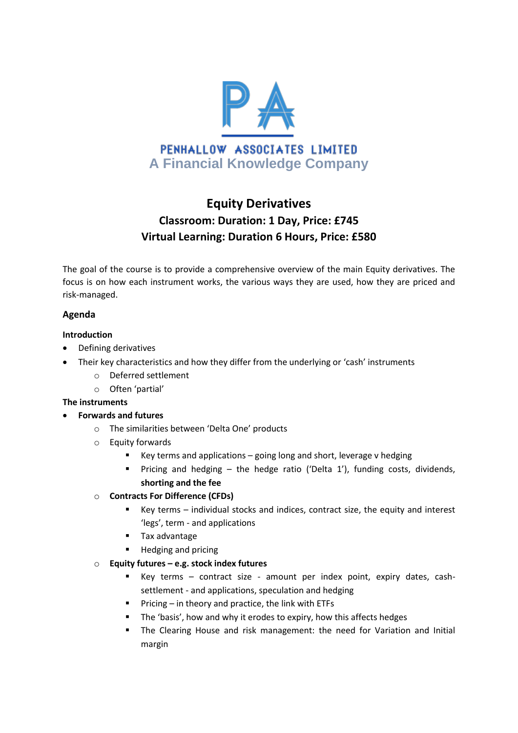PENHALLOW ASSOCIATES LIMITED

A Financial Knowledge Company

# Equity Derivatives

## Classroom: Duration: 1 Day, Price: £745

## Virtual Learning: Duration 6 Hours, Price: £580

The goal of the course is to provide a comprehensive overview of the main Equity derivatives. The focus is on how each instrument works, the various ways they are used, how they are priced and risk-managed.

### Agenda

**Introduction**

- Defining derivatives
- Their key characteristics and how they differ from the underlying or 'cash' instruments
    - Deferred settlement
    - Often 'partial'

**The instruments**

- **Forwards and futures**
    - The similarities between 'Delta One' products
    - Equity forwards
        - Key terms and applications – going long and short, leverage v hedging
        - Pricing and hedging – the hedge ratio ('Delta 1'), funding costs, dividends, **shorting and the fee**
    - **Contracts For Difference (CFDs)**
        - Key terms – individual stocks and indices, contract size, the equity and interest 'legs', term - and applications
        - Tax advantage
        - Hedging and pricing
    - **Equity futures – e.g. stock index futures**
        - Key terms – contract size - amount per index point, expiry dates, cash-settlement - and applications, speculation and hedging
        - Pricing – in theory and practice, the link with ETFs
        - The 'basis', how and why it erodes to expiry, how this affects hedges
        - The Clearing House and risk management: the need for Variation and Initial margin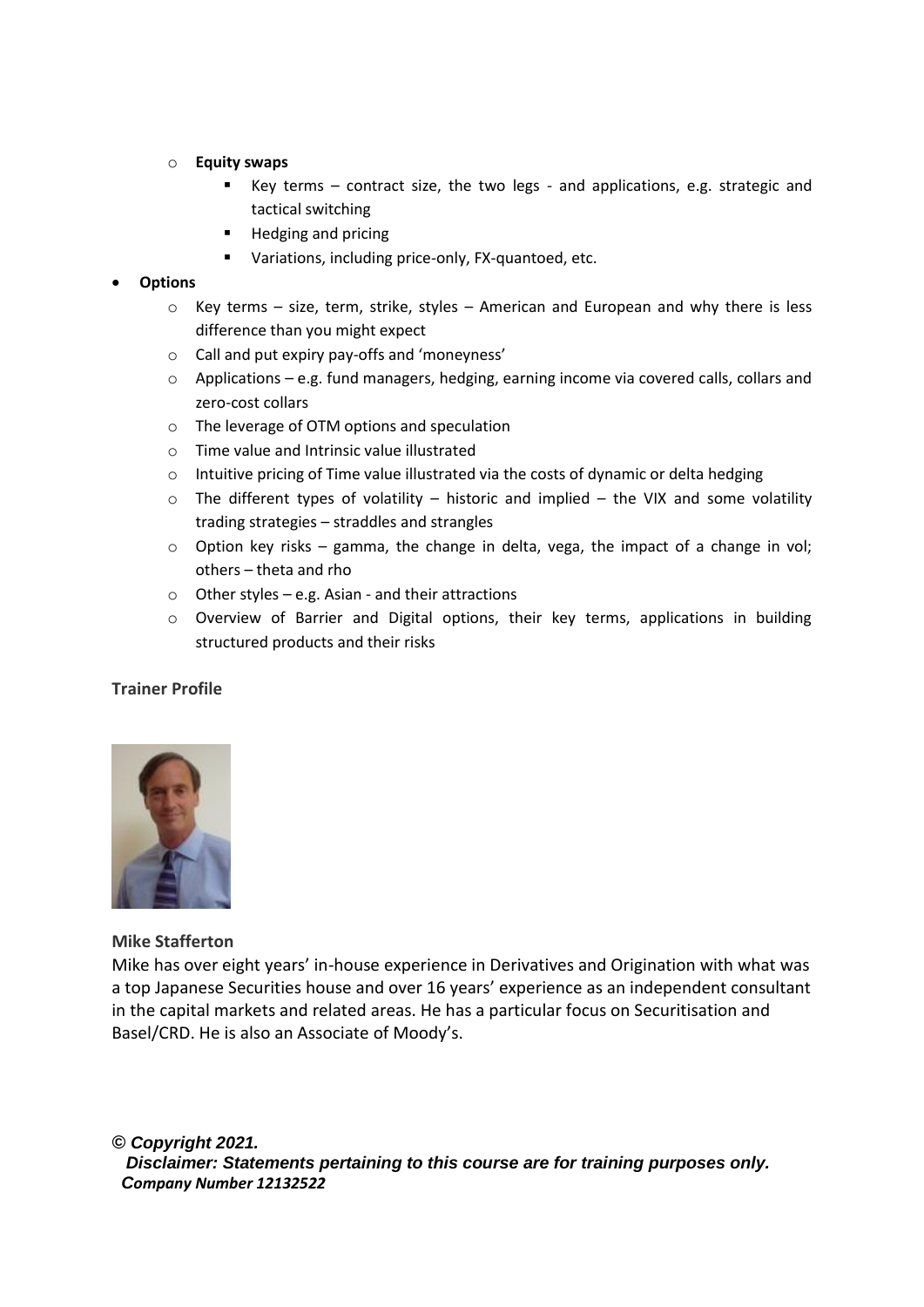- **Equity swaps**
  - Key terms – contract size, the two legs - and applications, e.g. strategic and tactical switching
  - Hedging and pricing
  - Variations, including price-only, FX-quantoed, etc.

- **Options**
  - Key terms – size, term, strike, styles – American and European and why there is less difference than you might expect
  - Call and put expiry pay-offs and 'moneyness'
  - Applications – e.g. fund managers, hedging, earning income via covered calls, collars and zero-cost collars
  - The leverage of OTM options and speculation
  - Time value and Intrinsic value illustrated
  - Intuitive pricing of Time value illustrated via the costs of dynamic or delta hedging
  - The different types of volatility – historic and implied – the VIX and some volatility trading strategies – straddles and strangles
  - Option key risks – gamma, the change in delta, vega, the impact of a change in vol; others – theta and rho
  - Other styles – e.g. Asian - and their attractions
  - Overview of Barrier and Digital options, their key terms, applications in building structured products and their risks

## Trainer Profile

**Mike Stafferton**

Mike has over eight years' in-house experience in Derivatives and Origination with what was a top Japanese Securities house and over 16 years' experience as an independent consultant in the capital markets and related areas. He has a particular focus on Securitisation and Basel/CRD. He is also an Associate of Moody's.

***© Copyright 2021.***

***Disclaimer: Statements pertaining to this course are for training purposes only.***

***Company Number 12132522***